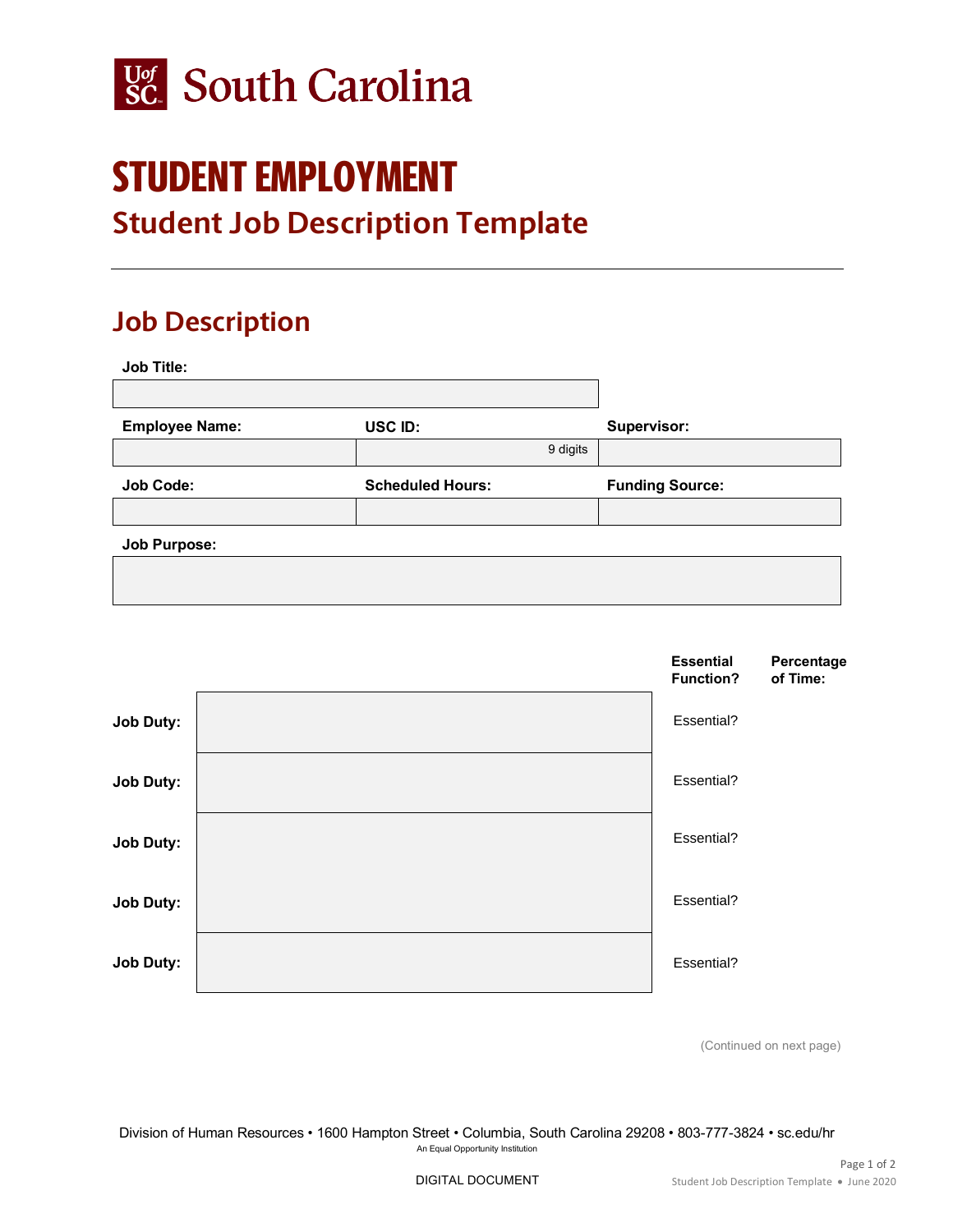South Carolina

# STUDENT EMPLOYMENT

## Student Job Description Template

---

## Job Description

**Job Title:**

| |
|---|
| |

| **Employee Name:** | **USC ID:** | **Supervisor:** |
|---|---|---|
| | 9 digits | |

| **Job Code:** | **Scheduled Hours:** | **Funding Source:** |
|---|---|---|
| | | |

**Job Purpose:**

| |
|---|
| |

| | | **Essential Function?** | **Percentage of Time:** |
|---|---|---|---|
| **Job Duty:** | | Essential? | |
| **Job Duty:** | | Essential? | |
| **Job Duty:** | | Essential? | |
| **Job Duty:** | | Essential? | |
| **Job Duty:** | | Essential? | |

(Continued on next page)

Division of Human Resources • 1600 Hampton Street • Columbia, South Carolina 29208 • 803-777-3824 • sc.edu/hr

An Equal Opportunity Institution

DIGITAL DOCUMENT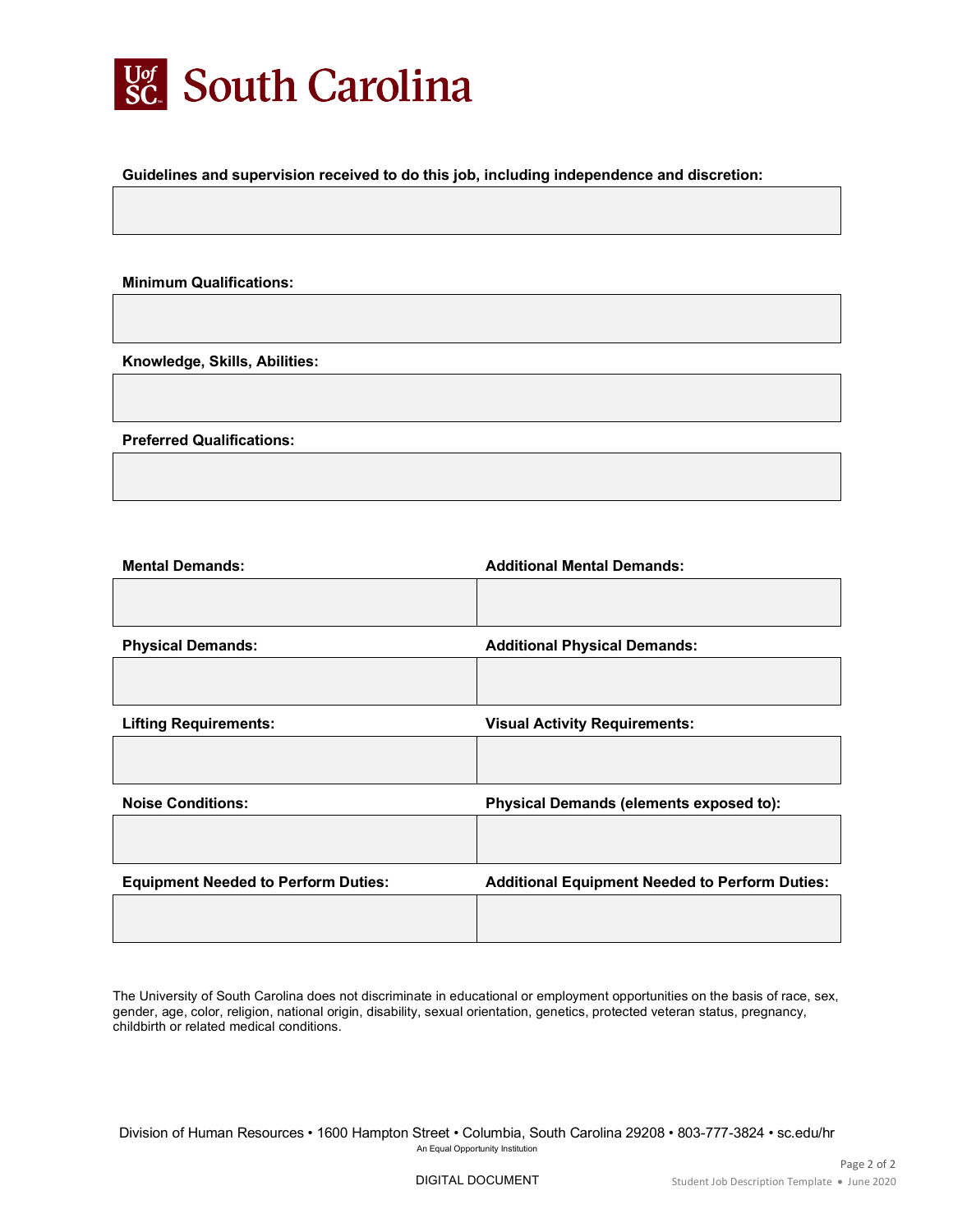**Guidelines and supervision received to do this job, including independence and discretion:**

**Minimum Qualifications:**

**Knowledge, Skills, Abilities:**

**Preferred Qualifications:**

| Mental Demands: | Additional Mental Demands: |
|---|---|
| | |

| Physical Demands: | Additional Physical Demands: |
|---|---|
| | |

| Lifting Requirements: | Visual Activity Requirements: |
|---|---|
| | |

| Noise Conditions: | Physical Demands (elements exposed to): |
|---|---|
| | |

| Equipment Needed to Perform Duties: | Additional Equipment Needed to Perform Duties: |
|---|---|
| | |

The University of South Carolina does not discriminate in educational or employment opportunities on the basis of race, sex, gender, age, color, religion, national origin, disability, sexual orientation, genetics, protected veteran status, pregnancy, childbirth or related medical conditions.

Division of Human Resources • 1600 Hampton Street • Columbia, South Carolina 29208 • 803-777-3824 • sc.edu/hr

An Equal Opportunity Institution

DIGITAL DOCUMENT